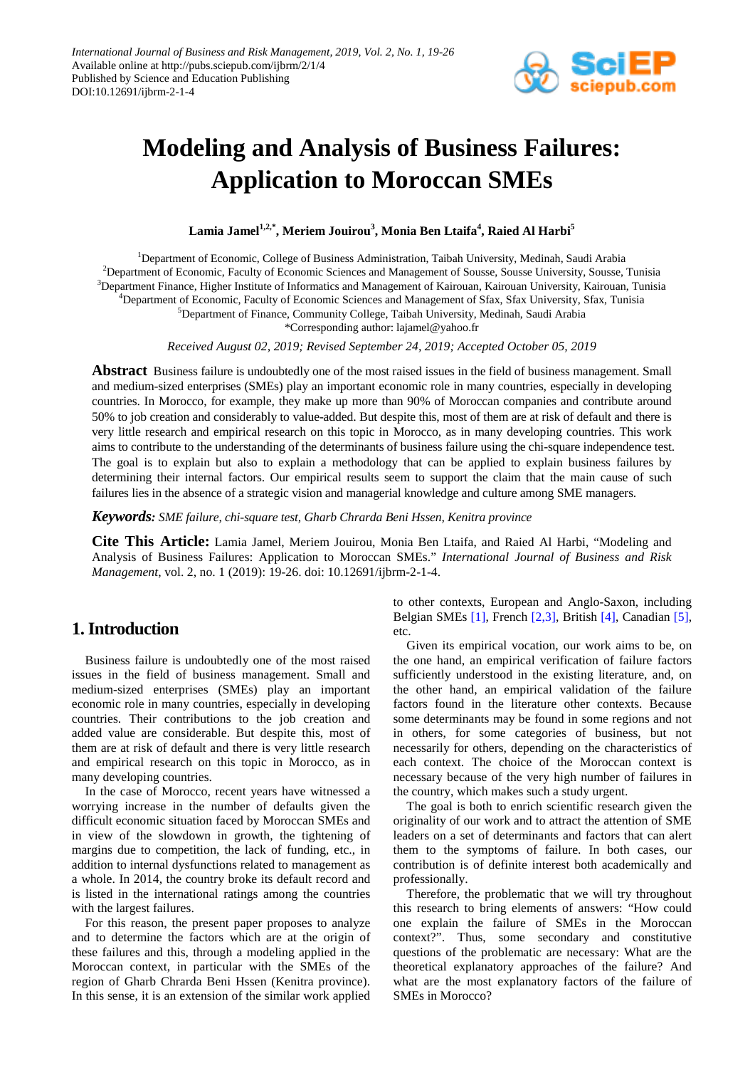International Journal of Business and Risk Management, 2019, Vol. 2, No. 1, 19-26
Available online at http://pubs.sciepub.com/ijbrm/2/1/4
Published by Science and Education Publishing
DOI:10.12691/ijbrm-2-1-4

# Modeling and Analysis of Business Failures: Application to Moroccan SMEs

**Lamia Jamel[1,2,*], Meriem Jouirou[3], Monia Ben Ltaifa[4], Raied Al Harbi[5]**

[1]Department of Economic, College of Business Administration, Taibah University, Medinah, Saudi Arabia
[2]Department of Economic, Faculty of Economic Sciences and Management of Sousse, Sousse University, Sousse, Tunisia
[3]Department Finance, Higher Institute of Informatics and Management of Kairouan, Kairouan University, Kairouan, Tunisia
[4]Department of Economic, Faculty of Economic Sciences and Management of Sfax, Sfax University, Sfax, Tunisia
[5]Department of Finance, Community College, Taibah University, Medinah, Saudi Arabia
*Corresponding author: lajamel@yahoo.fr

*Received August 02, 2019; Revised September 24, 2019; Accepted October 05, 2019*

**Abstract** Business failure is undoubtedly one of the most raised issues in the field of business management. Small and medium-sized enterprises (SMEs) play an important economic role in many countries, especially in developing countries. In Morocco, for example, they make up more than 90% of Moroccan companies and contribute around 50% to job creation and considerably to value-added. But despite this, most of them are at risk of default and there is very little research and empirical research on this topic in Morocco, as in many developing countries. This work aims to contribute to the understanding of the determinants of business failure using the chi-square independence test. The goal is to explain but also to explain a methodology that can be applied to explain business failures by determining their internal factors. Our empirical results seem to support the claim that the main cause of such failures lies in the absence of a strategic vision and managerial knowledge and culture among SME managers.

***Keywords:*** *SME failure, chi-square test, Gharb Chrarda Beni Hssen, Kenitra province*

**Cite This Article:** Lamia Jamel, Meriem Jouirou, Monia Ben Ltaifa, and Raied Al Harbi, "Modeling and Analysis of Business Failures: Application to Moroccan SMEs." *International Journal of Business and Risk Management*, vol. 2, no. 1 (2019): 19-26. doi: 10.12691/ijbrm-2-1-4.

## 1. Introduction

Business failure is undoubtedly one of the most raised issues in the field of business management. Small and medium-sized enterprises (SMEs) play an important economic role in many countries, especially in developing countries. Their contributions to the job creation and added value are considerable. But despite this, most of them are at risk of default and there is very little research and empirical research on this topic in Morocco, as in many developing countries.

In the case of Morocco, recent years have witnessed a worrying increase in the number of defaults given the difficult economic situation faced by Moroccan SMEs and in view of the slowdown in growth, the tightening of margins due to competition, the lack of funding, etc., in addition to internal dysfunctions related to management as a whole. In 2014, the country broke its default record and is listed in the international ratings among the countries with the largest failures.

For this reason, the present paper proposes to analyze and to determine the factors which are at the origin of these failures and this, through a modeling applied in the Moroccan context, in particular with the SMEs of the region of Gharb Chrarda Beni Hssen (Kenitra province). In this sense, it is an extension of the similar work applied to other contexts, European and Anglo-Saxon, including Belgian SMEs [1], French [2,3], British [4], Canadian [5], etc.

Given its empirical vocation, our work aims to be, on the one hand, an empirical verification of failure factors sufficiently understood in the existing literature, and, on the other hand, an empirical validation of the failure factors found in the literature other contexts. Because some determinants may be found in some regions and not in others, for some categories of business, but not necessarily for others, depending on the characteristics of each context. The choice of the Moroccan context is necessary because of the very high number of failures in the country, which makes such a study urgent.

The goal is both to enrich scientific research given the originality of our work and to attract the attention of SME leaders on a set of determinants and factors that can alert them to the symptoms of failure. In both cases, our contribution is of definite interest both academically and professionally.

Therefore, the problematic that we will try throughout this research to bring elements of answers: "How could one explain the failure of SMEs in the Moroccan context?". Thus, some secondary and constitutive questions of the problematic are necessary: What are the theoretical explanatory approaches of the failure? And what are the most explanatory factors of the failure of SMEs in Morocco?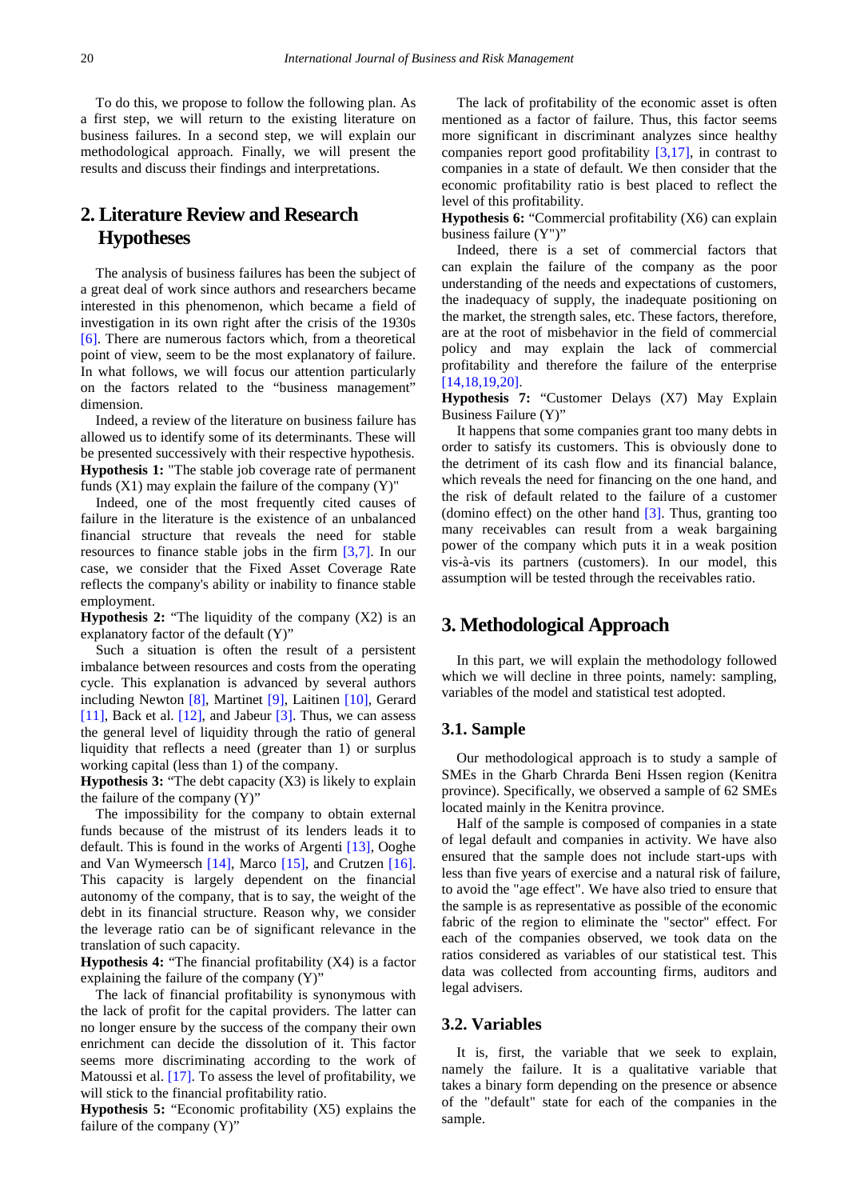To do this, we propose to follow the following plan. As a first step, we will return to the existing literature on business failures. In a second step, we will explain our methodological approach. Finally, we will present the results and discuss their findings and interpretations.

## 2. Literature Review and Research Hypotheses

The analysis of business failures has been the subject of a great deal of work since authors and researchers became interested in this phenomenon, which became a field of investigation in its own right after the crisis of the 1930s [6]. There are numerous factors which, from a theoretical point of view, seem to be the most explanatory of failure. In what follows, we will focus our attention particularly on the factors related to the "business management" dimension.

Indeed, a review of the literature on business failure has allowed us to identify some of its determinants. These will be presented successively with their respective hypothesis.

**Hypothesis 1:** "The stable job coverage rate of permanent funds (X1) may explain the failure of the company (Y)"

Indeed, one of the most frequently cited causes of failure in the literature is the existence of an unbalanced financial structure that reveals the need for stable resources to finance stable jobs in the firm [3,7]. In our case, we consider that the Fixed Asset Coverage Rate reflects the company's ability or inability to finance stable employment.

**Hypothesis 2:** "The liquidity of the company (X2) is an explanatory factor of the default (Y)"

Such a situation is often the result of a persistent imbalance between resources and costs from the operating cycle. This explanation is advanced by several authors including Newton [8], Martinet [9], Laitinen [10], Gerard [11], Back et al. [12], and Jabeur [3]. Thus, we can assess the general level of liquidity through the ratio of general liquidity that reflects a need (greater than 1) or surplus working capital (less than 1) of the company.

**Hypothesis 3:** "The debt capacity (X3) is likely to explain the failure of the company (Y)"

The impossibility for the company to obtain external funds because of the mistrust of its lenders leads it to default. This is found in the works of Argenti [13], Ooghe and Van Wymeersch [14], Marco [15], and Crutzen [16]. This capacity is largely dependent on the financial autonomy of the company, that is to say, the weight of the debt in its financial structure. Reason why, we consider the leverage ratio can be of significant relevance in the translation of such capacity.

**Hypothesis 4:** "The financial profitability (X4) is a factor explaining the failure of the company (Y)"

The lack of financial profitability is synonymous with the lack of profit for the capital providers. The latter can no longer ensure by the success of the company their own enrichment can decide the dissolution of it. This factor seems more discriminating according to the work of Matoussi et al. [17]. To assess the level of profitability, we will stick to the financial profitability ratio.

**Hypothesis 5:** "Economic profitability (X5) explains the failure of the company (Y)"

The lack of profitability of the economic asset is often mentioned as a factor of failure. Thus, this factor seems more significant in discriminant analyzes since healthy companies report good profitability [3,17], in contrast to companies in a state of default. We then consider that the economic profitability ratio is best placed to reflect the level of this profitability.

**Hypothesis 6:** "Commercial profitability (X6) can explain business failure (Y")"

Indeed, there is a set of commercial factors that can explain the failure of the company as the poor understanding of the needs and expectations of customers, the inadequacy of supply, the inadequate positioning on the market, the strength sales, etc. These factors, therefore, are at the root of misbehavior in the field of commercial policy and may explain the lack of commercial profitability and therefore the failure of the enterprise [14,18,19,20].

**Hypothesis 7:** "Customer Delays (X7) May Explain Business Failure (Y)"

It happens that some companies grant too many debts in order to satisfy its customers. This is obviously done to the detriment of its cash flow and its financial balance, which reveals the need for financing on the one hand, and the risk of default related to the failure of a customer (domino effect) on the other hand [3]. Thus, granting too many receivables can result from a weak bargaining power of the company which puts it in a weak position vis-à-vis its partners (customers). In our model, this assumption will be tested through the receivables ratio.

## 3. Methodological Approach

In this part, we will explain the methodology followed which we will decline in three points, namely: sampling, variables of the model and statistical test adopted.

### 3.1. Sample

Our methodological approach is to study a sample of SMEs in the Gharb Chrarda Beni Hssen region (Kenitra province). Specifically, we observed a sample of 62 SMEs located mainly in the Kenitra province.

Half of the sample is composed of companies in a state of legal default and companies in activity. We have also ensured that the sample does not include start-ups with less than five years of exercise and a natural risk of failure, to avoid the "age effect". We have also tried to ensure that the sample is as representative as possible of the economic fabric of the region to eliminate the "sector" effect. For each of the companies observed, we took data on the ratios considered as variables of our statistical test. This data was collected from accounting firms, auditors and legal advisers.

### 3.2. Variables

It is, first, the variable that we seek to explain, namely the failure. It is a qualitative variable that takes a binary form depending on the presence or absence of the "default" state for each of the companies in the sample.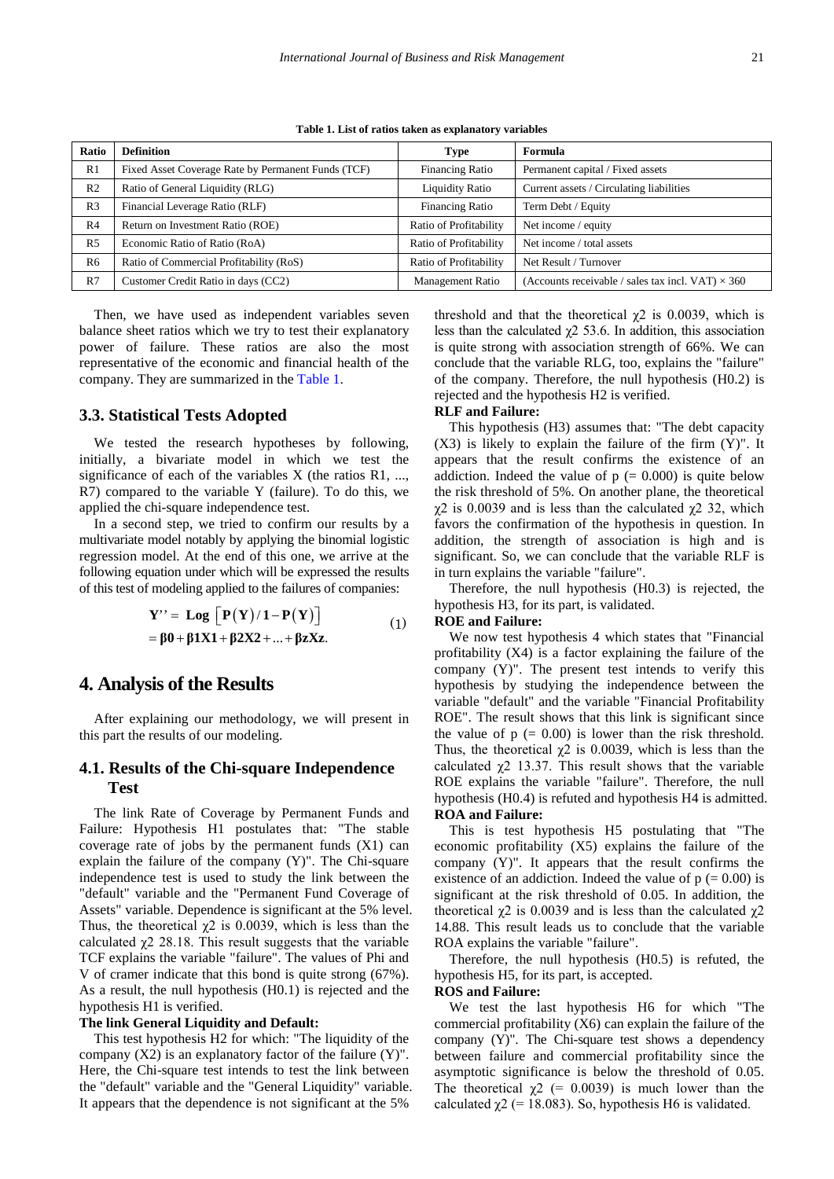**Table 1. List of ratios taken as explanatory variables**

| Ratio | Definition | Type | Formula |
|---|---|---|---|
| R1 | Fixed Asset Coverage Rate by Permanent Funds (TCF) | Financing Ratio | Permanent capital / Fixed assets |
| R2 | Ratio of General Liquidity (RLG) | Liquidity Ratio | Current assets / Circulating liabilities |
| R3 | Financial Leverage Ratio (RLF) | Financing Ratio | Term Debt / Equity |
| R4 | Return on Investment Ratio (ROE) | Ratio of Profitability | Net income / equity |
| R5 | Economic Ratio of Ratio (RoA) | Ratio of Profitability | Net income / total assets |
| R6 | Ratio of Commercial Profitability (RoS) | Ratio of Profitability | Net Result / Turnover |
| R7 | Customer Credit Ratio in days (CC2) | Management Ratio | (Accounts receivable / sales tax incl. VAT) × 360 |

Then, we have used as independent variables seven balance sheet ratios which we try to test their explanatory power of failure. These ratios are also the most representative of the economic and financial health of the company. They are summarized in the Table 1.

## 3.3. Statistical Tests Adopted

We tested the research hypotheses by following, initially, a bivariate model in which we test the significance of each of the variables X (the ratios R1, ..., R7) compared to the variable Y (failure). To do this, we applied the chi-square independence test.

In a second step, we tried to confirm our results by a multivariate model notably by applying the binomial logistic regression model. At the end of this one, we arrive at the following equation under which will be expressed the results of this test of modeling applied to the failures of companies:

$$\mathbf{Y''} = \mathbf{Log}\left[\mathbf{P(Y)/1-P(Y)}\right] = \mathbf{\beta0 + \beta1X1 + \beta2X2 + ... + \beta zXz}. \quad (1)$$

# 4. Analysis of the Results

After explaining our methodology, we will present in this part the results of our modeling.

## 4.1. Results of the Chi-square Independence Test

The link Rate of Coverage by Permanent Funds and Failure: Hypothesis H1 postulates that: "The stable coverage rate of jobs by the permanent funds (X1) can explain the failure of the company (Y)". The Chi-square independence test is used to study the link between the "default" variable and the "Permanent Fund Coverage of Assets" variable. Dependence is significant at the 5% level. Thus, the theoretical $\chi2$ is 0.0039, which is less than the calculated $\chi2$ 28.18. This result suggests that the variable TCF explains the variable "failure". The values of Phi and V of cramer indicate that this bond is quite strong (67%). As a result, the null hypothesis (H0.1) is rejected and the hypothesis H1 is verified.

**The link General Liquidity and Default:**

This test hypothesis H2 for which: "The liquidity of the company (X2) is an explanatory factor of the failure (Y)". Here, the Chi-square test intends to test the link between the "default" variable and the "General Liquidity" variable. It appears that the dependence is not significant at the 5% threshold and that the theoretical $\chi2$ is 0.0039, which is less than the calculated $\chi2$ 53.6. In addition, this association is quite strong with association strength of 66%. We can conclude that the variable RLG, too, explains the "failure" of the company. Therefore, the null hypothesis (H0.2) is rejected and the hypothesis H2 is verified.

**RLF and Failure:**

This hypothesis (H3) assumes that: "The debt capacity (X3) is likely to explain the failure of the firm (Y)". It appears that the result confirms the existence of an addiction. Indeed the value of p (= 0.000) is quite below the risk threshold of 5%. On another plane, the theoretical $\chi2$ is 0.0039 and is less than the calculated $\chi2$ 32, which favors the confirmation of the hypothesis in question. In addition, the strength of association is high and is significant. So, we can conclude that the variable RLF is in turn explains the variable "failure".

Therefore, the null hypothesis (H0.3) is rejected, the hypothesis H3, for its part, is validated.

**ROE and Failure:**

We now test hypothesis 4 which states that "Financial profitability (X4) is a factor explaining the failure of the company (Y)". The present test intends to verify this hypothesis by studying the independence between the variable "default" and the variable "Financial Profitability ROE". The result shows that this link is significant since the value of p (= 0.00) is lower than the risk threshold. Thus, the theoretical $\chi2$ is 0.0039, which is less than the calculated $\chi2$ 13.37. This result shows that the variable ROE explains the variable "failure". Therefore, the null hypothesis (H0.4) is refuted and hypothesis H4 is admitted.

**ROA and Failure:**

This is test hypothesis H5 postulating that "The economic profitability (X5) explains the failure of the company (Y)". It appears that the result confirms the existence of an addiction. Indeed the value of p (= 0.00) is significant at the risk threshold of 0.05. In addition, the theoretical $\chi2$ is 0.0039 and is less than the calculated $\chi2$ 14.88. This result leads us to conclude that the variable ROA explains the variable "failure".

Therefore, the null hypothesis (H0.5) is refuted, the hypothesis H5, for its part, is accepted.

**ROS and Failure:**

We test the last hypothesis H6 for which "The commercial profitability (X6) can explain the failure of the company (Y)". The Chi-square test shows a dependency between failure and commercial profitability since the asymptotic significance is below the threshold of 0.05. The theoretical $\chi2$ (= 0.0039) is much lower than the calculated $\chi2$ (= 18.083). So, hypothesis H6 is validated.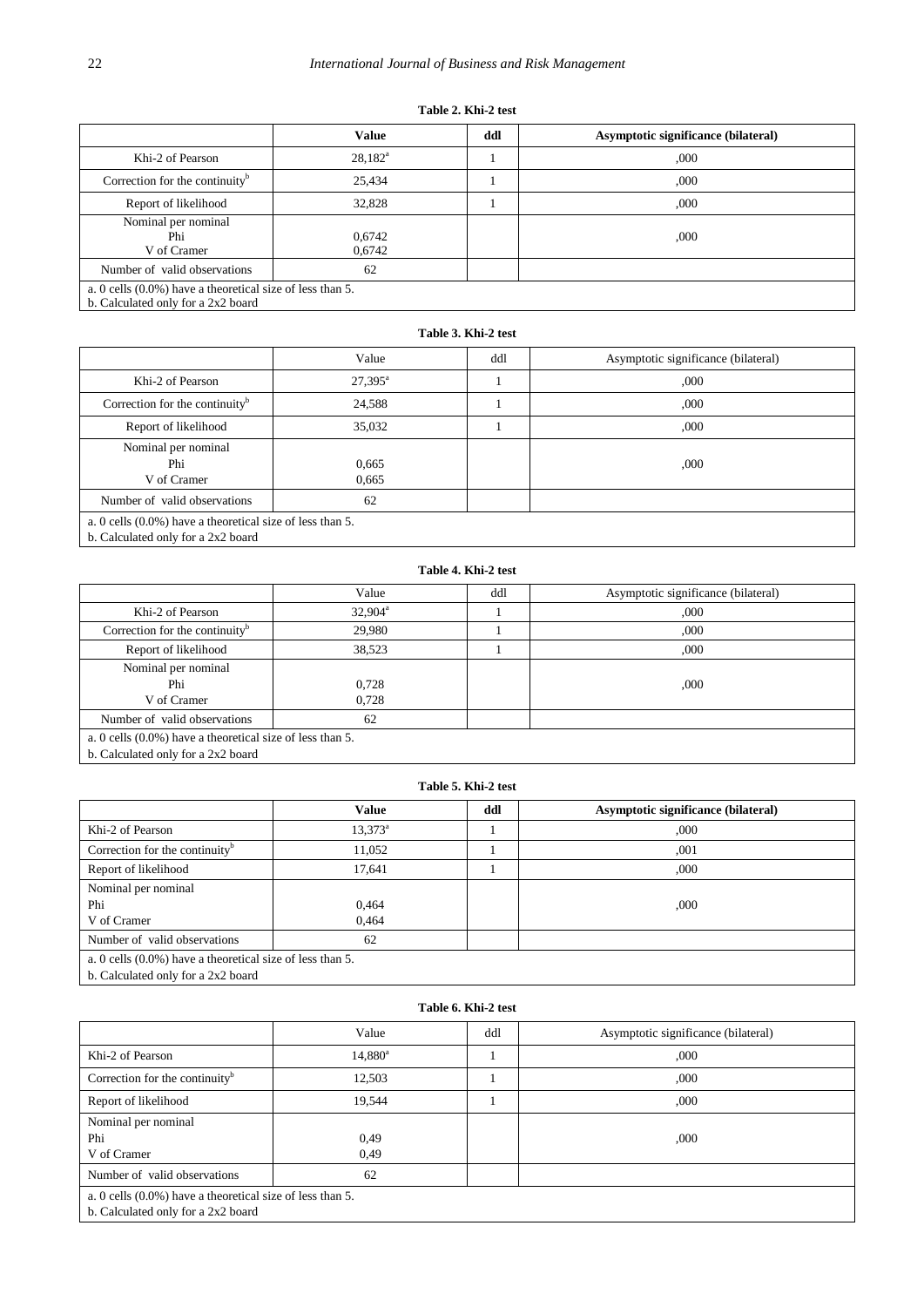**Table 2. Khi-2 test**

| | Value | ddl | Asymptotic significance (bilateral) |
|---|---|---|---|
| Khi-2 of Pearson | 28,182[a] | 1 | ,000 |
| Correction for the continuity[b] | 25,434 | 1 | ,000 |
| Report of likelihood | 32,828 | 1 | ,000 |
| Nominal per nominal<br>Phi<br>V of Cramer | 0,6742<br>0,6742 | | ,000 |
| Number of valid observations | 62 | | |
| a. 0 cells (0.0%) have a theoretical size of less than 5.<br>b. Calculated only for a 2x2 board | | | |

**Table 3. Khi-2 test**

| | Value | ddl | Asymptotic significance (bilateral) |
|---|---|---|---|
| Khi-2 of Pearson | 27,395[a] | 1 | ,000 |
| Correction for the continuity[b] | 24,588 | 1 | ,000 |
| Report of likelihood | 35,032 | 1 | ,000 |
| Nominal per nominal<br>Phi<br>V of Cramer | 0,665<br>0,665 | | ,000 |
| Number of valid observations | 62 | | |
| a. 0 cells (0.0%) have a theoretical size of less than 5.<br>b. Calculated only for a 2x2 board | | | |

**Table 4. Khi-2 test**

| | Value | ddl | Asymptotic significance (bilateral) |
|---|---|---|---|
| Khi-2 of Pearson | 32,904[a] | 1 | ,000 |
| Correction for the continuity[b] | 29,980 | 1 | ,000 |
| Report of likelihood | 38,523 | 1 | ,000 |
| Nominal per nominal<br>Phi<br>V of Cramer | 0,728<br>0,728 | | ,000 |
| Number of valid observations | 62 | | |
| a. 0 cells (0.0%) have a theoretical size of less than 5.<br>b. Calculated only for a 2x2 board | | | |

**Table 5. Khi-2 test**

| | Value | ddl | Asymptotic significance (bilateral) |
|---|---|---|---|
| Khi-2 of Pearson | 13,373[a] | 1 | ,000 |
| Correction for the continuity[b] | 11,052 | 1 | ,001 |
| Report of likelihood | 17,641 | 1 | ,000 |
| Nominal per nominal<br>Phi<br>V of Cramer | 0,464<br>0,464 | | ,000 |
| Number of valid observations | 62 | | |
| a. 0 cells (0.0%) have a theoretical size of less than 5.<br>b. Calculated only for a 2x2 board | | | |

**Table 6. Khi-2 test**

| | Value | ddl | Asymptotic significance (bilateral) |
|---|---|---|---|
| Khi-2 of Pearson | 14,880[a] | 1 | ,000 |
| Correction for the continuity[b] | 12,503 | 1 | ,000 |
| Report of likelihood | 19,544 | 1 | ,000 |
| Nominal per nominal<br>Phi<br>V of Cramer | 0,49<br>0,49 | | ,000 |
| Number of valid observations | 62 | | |
| a. 0 cells (0.0%) have a theoretical size of less than 5.<br>b. Calculated only for a 2x2 board | | | |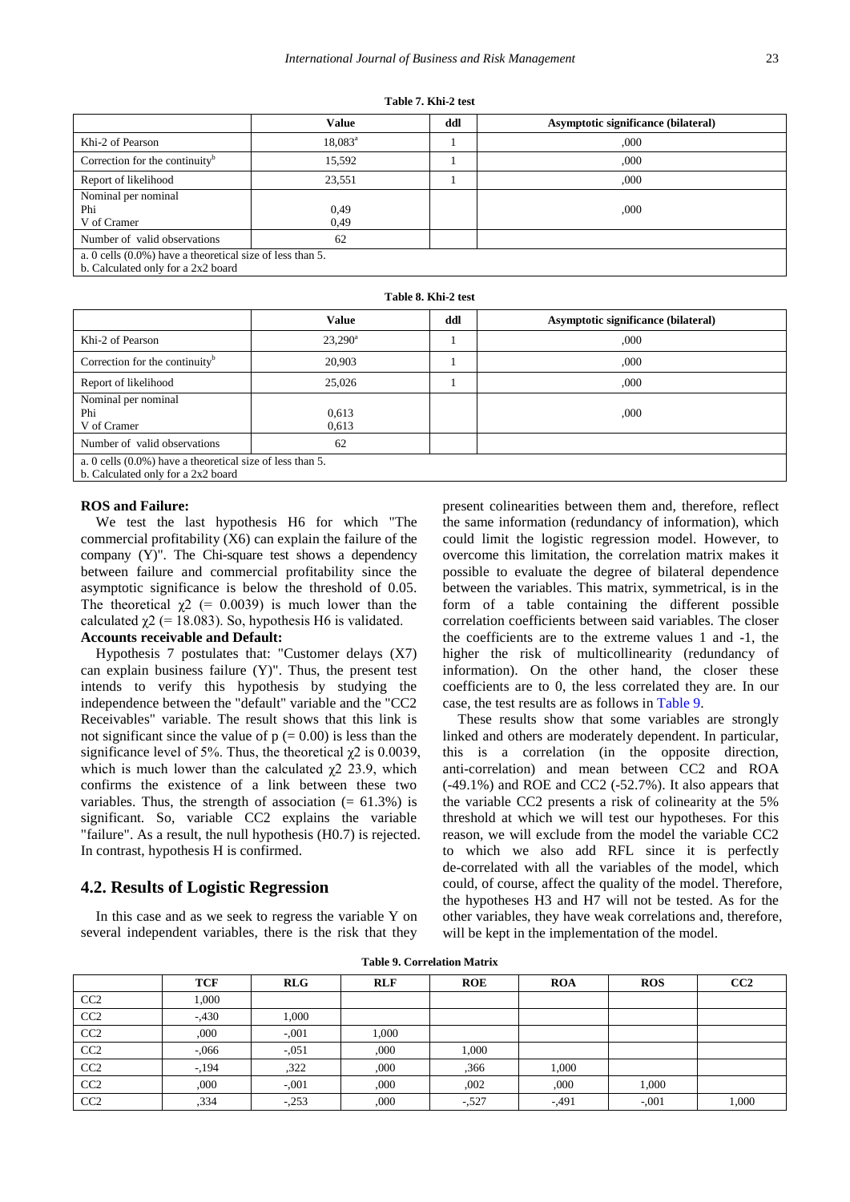**Table 7. Khi-2 test**

| | Value | ddl | Asymptotic significance (bilateral) |
|---|---|---|---|
| Khi-2 of Pearson | 18,083[a] | 1 | ,000 |
| Correction for the continuity[b] | 15,592 | 1 | ,000 |
| Report of likelihood | 23,551 | 1 | ,000 |
| Nominal per nominal<br>Phi<br>V of Cramer | <br>0,49<br>0,49 | | ,000 |
| Number of valid observations | 62 | | |
| a. 0 cells (0.0%) have a theoretical size of less than 5.<br>b. Calculated only for a 2x2 board | | | |

**Table 8. Khi-2 test**

| | Value | ddl | Asymptotic significance (bilateral) |
|---|---|---|---|
| Khi-2 of Pearson | 23,290[a] | 1 | ,000 |
| Correction for the continuity[b] | 20,903 | 1 | ,000 |
| Report of likelihood | 25,026 | 1 | ,000 |
| Nominal per nominal<br>Phi<br>V of Cramer | <br>0,613<br>0,613 | | ,000 |
| Number of valid observations | 62 | | |
| a. 0 cells (0.0%) have a theoretical size of less than 5.<br>b. Calculated only for a 2x2 board | | | |

**ROS and Failure:**

We test the last hypothesis H6 for which "The commercial profitability (X6) can explain the failure of the company (Y)". The Chi-square test shows a dependency between failure and commercial profitability since the asymptotic significance is below the threshold of 0.05. The theoretical $\chi 2$ (= 0.0039) is much lower than the calculated $\chi 2$ (= 18.083). So, hypothesis H6 is validated.

**Accounts receivable and Default:**

Hypothesis 7 postulates that: "Customer delays (X7) can explain business failure (Y)". Thus, the present test intends to verify this hypothesis by studying the independence between the "default" variable and the "CC2 Receivables" variable. The result shows that this link is not significant since the value of p (= 0.00) is less than the significance level of 5%. Thus, the theoretical $\chi 2$ is 0.0039, which is much lower than the calculated $\chi 2$ 23.9, which confirms the existence of a link between these two variables. Thus, the strength of association (= 61.3%) is significant. So, variable CC2 explains the variable "failure". As a result, the null hypothesis (H0.7) is rejected. In contrast, hypothesis H is confirmed.

## 4.2. Results of Logistic Regression

In this case and as we seek to regress the variable Y on several independent variables, there is the risk that they present colinearities between them and, therefore, reflect the same information (redundancy of information), which could limit the logistic regression model. However, to overcome this limitation, the correlation matrix makes it possible to evaluate the degree of bilateral dependence between the variables. This matrix, symmetrical, is in the form of a table containing the different possible correlation coefficients between said variables. The closer the coefficients are to the extreme values 1 and -1, the higher the risk of multicollinearity (redundancy of information). On the other hand, the closer these coefficients are to 0, the less correlated they are. In our case, the test results are as follows in Table 9.

These results show that some variables are strongly linked and others are moderately dependent. In particular, this is a correlation (in the opposite direction, anti-correlation) and mean between CC2 and ROA (-49.1%) and ROE and CC2 (-52.7%). It also appears that the variable CC2 presents a risk of colinearity at the 5% threshold at which we will test our hypotheses. For this reason, we will exclude from the model the variable CC2 to which we also add RFL since it is perfectly de-correlated with all the variables of the model, which could, of course, affect the quality of the model. Therefore, the hypotheses H3 and H7 will not be tested. As for the other variables, they have weak correlations and, therefore, will be kept in the implementation of the model.

**Table 9. Correlation Matrix**

| | TCF | RLG | RLF | ROE | ROA | ROS | CC2 |
|---|---|---|---|---|---|---|---|
| CC2 | 1,000 | | | | | | |
| CC2 | -,430 | 1,000 | | | | | |
| CC2 | ,000 | -,001 | 1,000 | | | | |
| CC2 | -,066 | -,051 | ,000 | 1,000 | | | |
| CC2 | -,194 | ,322 | ,000 | ,366 | 1,000 | | |
| CC2 | ,000 | -,001 | ,000 | ,002 | ,000 | 1,000 | |
| CC2 | ,334 | -,253 | ,000 | -,527 | -,491 | -,001 | 1,000 |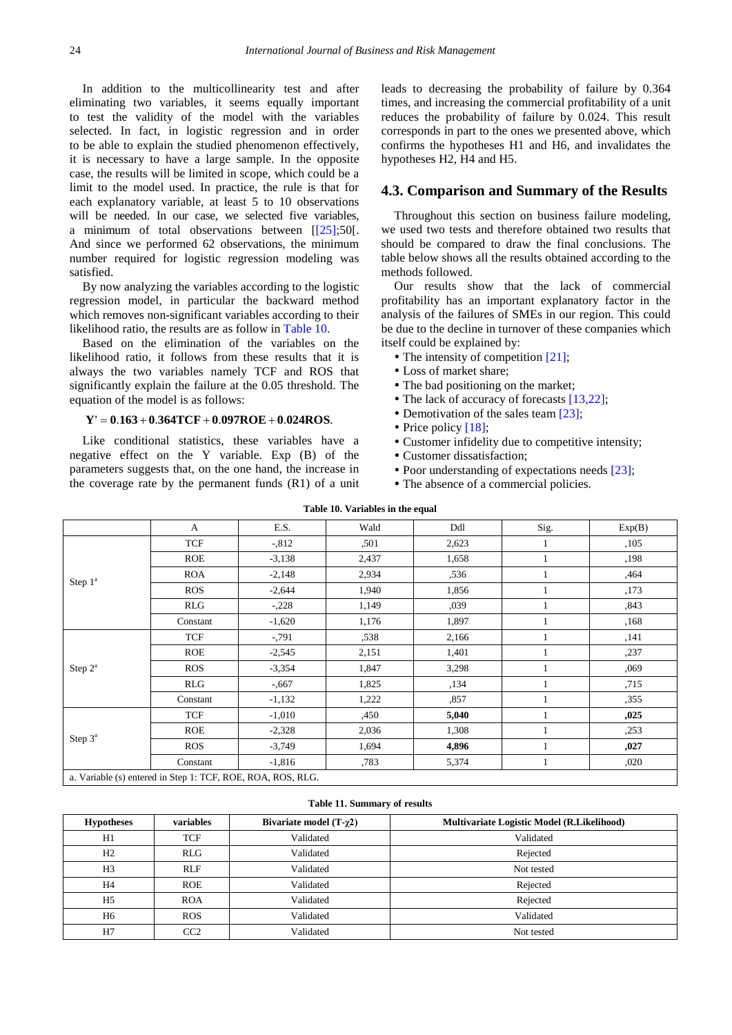In addition to the multicollinearity test and after eliminating two variables, it seems equally important to test the validity of the model with the variables selected. In fact, in logistic regression and in order to be able to explain the studied phenomenon effectively, it is necessary to have a large sample. In the opposite case, the results will be limited in scope, which could be a limit to the model used. In practice, the rule is that for each explanatory variable, at least 5 to 10 observations will be needed. In our case, we selected five variables, a minimum of total observations between [[25];50[. And since we performed 62 observations, the minimum number required for logistic regression modeling was satisfied.

By now analyzing the variables according to the logistic regression model, in particular the backward method which removes non-significant variables according to their likelihood ratio, the results are as follow in Table 10.

Based on the elimination of the variables on the likelihood ratio, it follows from these results that it is always the two variables namely TCF and ROS that significantly explain the failure at the 0.05 threshold. The equation of the model is as follows:

$$\mathbf{Y' = 0.163 + 0.364TCF + 0.097ROE + 0.024ROS}.$$

Like conditional statistics, these variables have a negative effect on the Y variable. Exp (B) of the parameters suggests that, on the one hand, the increase in the coverage rate by the permanent funds (R1) of a unit leads to decreasing the probability of failure by 0.364 times, and increasing the commercial profitability of a unit reduces the probability of failure by 0.024. This result corresponds in part to the ones we presented above, which confirms the hypotheses H1 and H6, and invalidates the hypotheses H2, H4 and H5.

## 4.3. Comparison and Summary of the Results

Throughout this section on business failure modeling, we used two tests and therefore obtained two results that should be compared to draw the final conclusions. The table below shows all the results obtained according to the methods followed.

Our results show that the lack of commercial profitability has an important explanatory factor in the analysis of the failures of SMEs in our region. This could be due to the decline in turnover of these companies which itself could be explained by:

- The intensity of competition [21];
- Loss of market share;
- The bad positioning on the market;
- The lack of accuracy of forecasts [13,22];
- Demotivation of the sales team [23];
- Price policy [18];
- Customer infidelity due to competitive intensity;
- Customer dissatisfaction;
- Poor understanding of expectations needs [23];
- The absence of a commercial policies.

**Table 10. Variables in the equal**

| | A | E.S. | Wald | Ddl | Sig. | Exp(B) |
|---|---|---|---|---|---|---|
| Step 1[a] | TCF | -,812 | ,501 | 2,623 | 1 | ,105 |
| | ROE | -3,138 | 2,437 | 1,658 | 1 | ,198 |
| | ROA | -2,148 | 2,934 | ,536 | 1 | ,464 |
| | ROS | -2,644 | 1,940 | 1,856 | 1 | ,173 |
| | RLG | -,228 | 1,149 | ,039 | 1 | ,843 |
| | Constant | -1,620 | 1,176 | 1,897 | 1 | ,168 |
| Step 2[a] | TCF | -,791 | ,538 | 2,166 | 1 | ,141 |
| | ROE | -2,545 | 2,151 | 1,401 | 1 | ,237 |
| | ROS | -3,354 | 1,847 | 3,298 | 1 | ,069 |
| | RLG | -,667 | 1,825 | ,134 | 1 | ,715 |
| | Constant | -1,132 | 1,222 | ,857 | 1 | ,355 |
| Step 3[a] | TCF | -1,010 | ,450 | **5,040** | 1 | **,025** |
| | ROE | -2,328 | 2,036 | 1,308 | 1 | ,253 |
| | ROS | -3,749 | 1,694 | **4,896** | 1 | **,027** |
| | Constant | -1,816 | ,783 | 5,374 | 1 | ,020 |

a. Variable (s) entered in Step 1: TCF, ROE, ROA, ROS, RLG.

**Table 11. Summary of results**

| Hypotheses | variables | Bivariate model (T-$\chi$2) | Multivariate Logistic Model (R.Likelihood) |
|---|---|---|---|
| H1 | TCF | Validated | Validated |
| H2 | RLG | Validated | Rejected |
| H3 | RLF | Validated | Not tested |
| H4 | ROE | Validated | Rejected |
| H5 | ROA | Validated | Rejected |
| H6 | ROS | Validated | Validated |
| H7 | CC2 | Validated | Not tested |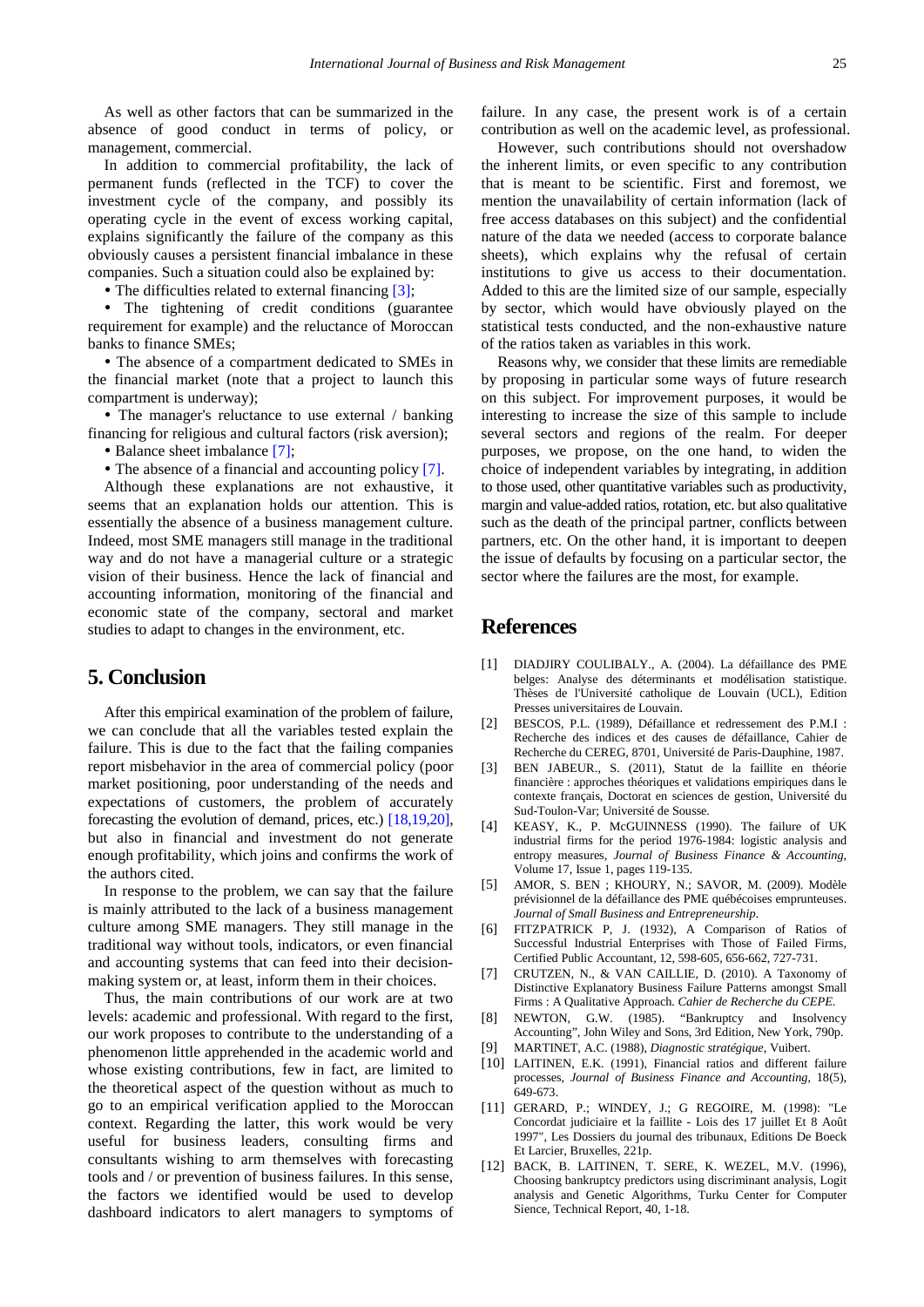As well as other factors that can be summarized in the absence of good conduct in terms of policy, or management, commercial.

In addition to commercial profitability, the lack of permanent funds (reflected in the TCF) to cover the investment cycle of the company, and possibly its operating cycle in the event of excess working capital, explains significantly the failure of the company as this obviously causes a persistent financial imbalance in these companies. Such a situation could also be explained by:

- The difficulties related to external financing [3];
- The tightening of credit conditions (guarantee requirement for example) and the reluctance of Moroccan banks to finance SMEs;
- The absence of a compartment dedicated to SMEs in the financial market (note that a project to launch this compartment is underway);
- The manager's reluctance to use external / banking financing for religious and cultural factors (risk aversion);
- Balance sheet imbalance [7];
- The absence of a financial and accounting policy [7].

Although these explanations are not exhaustive, it seems that an explanation holds our attention. This is essentially the absence of a business management culture. Indeed, most SME managers still manage in the traditional way and do not have a managerial culture or a strategic vision of their business. Hence the lack of financial and accounting information, monitoring of the financial and economic state of the company, sectoral and market studies to adapt to changes in the environment, etc.

# 5. Conclusion

After this empirical examination of the problem of failure, we can conclude that all the variables tested explain the failure. This is due to the fact that the failing companies report misbehavior in the area of commercial policy (poor market positioning, poor understanding of the needs and expectations of customers, the problem of accurately forecasting the evolution of demand, prices, etc.) [18,19,20], but also in financial and investment do not generate enough profitability, which joins and confirms the work of the authors cited.

In response to the problem, we can say that the failure is mainly attributed to the lack of a business management culture among SME managers. They still manage in the traditional way without tools, indicators, or even financial and accounting systems that can feed into their decision-making system or, at least, inform them in their choices.

Thus, the main contributions of our work are at two levels: academic and professional. With regard to the first, our work proposes to contribute to the understanding of a phenomenon little apprehended in the academic world and whose existing contributions, few in fact, are limited to the theoretical aspect of the question without as much to go to an empirical verification applied to the Moroccan context. Regarding the latter, this work would be very useful for business leaders, consulting firms and consultants wishing to arm themselves with forecasting tools and / or prevention of business failures. In this sense, the factors we identified would be used to develop dashboard indicators to alert managers to symptoms of failure. In any case, the present work is of a certain contribution as well on the academic level, as professional.

However, such contributions should not overshadow the inherent limits, or even specific to any contribution that is meant to be scientific. First and foremost, we mention the unavailability of certain information (lack of free access databases on this subject) and the confidential nature of the data we needed (access to corporate balance sheets), which explains why the refusal of certain institutions to give us access to their documentation. Added to this are the limited size of our sample, especially by sector, which would have obviously played on the statistical tests conducted, and the non-exhaustive nature of the ratios taken as variables in this work.

Reasons why, we consider that these limits are remediable by proposing in particular some ways of future research on this subject. For improvement purposes, it would be interesting to increase the size of this sample to include several sectors and regions of the realm. For deeper purposes, we propose, on the one hand, to widen the choice of independent variables by integrating, in addition to those used, other quantitative variables such as productivity, margin and value-added ratios, rotation, etc. but also qualitative such as the death of the principal partner, conflicts between partners, etc. On the other hand, it is important to deepen the issue of defaults by focusing on a particular sector, the sector where the failures are the most, for example.

# References

[1] DIADJIRY COULIBALY., A. (2004). La défaillance des PME belges: Analyse des déterminants et modélisation statistique. Thèses de l'Université catholique de Louvain (UCL), Edition Presses universitaires de Louvain.

[2] BESCOS, P.L. (1989), Défaillance et redressement des P.M.I : Recherche des indices et des causes de défaillance, Cahier de Recherche du CEREG, 8701, Université de Paris-Dauphine, 1987.

[3] BEN JABEUR., S. (2011), Statut de la faillite en théorie financière : approches théoriques et validations empiriques dans le contexte français, Doctorat en sciences de gestion, Université du Sud-Toulon-Var; Université de Sousse.

[4] KEASY, K., P. McGUINNESS (1990). The failure of UK industrial firms for the period 1976-1984: logistic analysis and entropy measures, *Journal of Business Finance & Accounting*, Volume 17, Issue 1, pages 119-135.

[5] AMOR, S. BEN ; KHOURY, N.; SAVOR, M. (2009). Modèle prévisionnel de la défaillance des PME québécoises emprunteuses. *Journal of Small Business and Entrepreneurship*.

[6] FITZPATRICK P, J. (1932), A Comparison of Ratios of Successful Industrial Enterprises with Those of Failed Firms, Certified Public Accountant, 12, 598-605, 656-662, 727-731.

[7] CRUTZEN, N., & VAN CAILLIE, D. (2010). A Taxonomy of Distinctive Explanatory Business Failure Patterns amongst Small Firms : A Qualitative Approach. *Cahier de Recherche du CEPE.*

[8] NEWTON, G.W. (1985). "Bankruptcy and Insolvency Accounting", John Wiley and Sons, 3rd Edition, New York, 790p.

[9] MARTINET, A.C. (1988), *Diagnostic stratégique*, Vuibert.

[10] LAITINEN, E.K. (1991), Financial ratios and different failure processes, *Journal of Business Finance and Accounting*, 18(5), 649-673.

[11] GERARD, P.; WINDEY, J.; G REGOIRE, M. (1998): "Le Concordat judiciaire et la faillite - Lois des 17 juillet Et 8 Août 1997", Les Dossiers du journal des tribunaux, Editions De Boeck Et Larcier, Bruxelles, 221p.

[12] BACK, B. LAITINEN, T. SERE, K. WEZEL, M.V. (1996), Choosing bankruptcy predictors using discriminant analysis, Logit analysis and Genetic Algorithms, Turku Center for Computer Sience, Technical Report, 40, 1-18.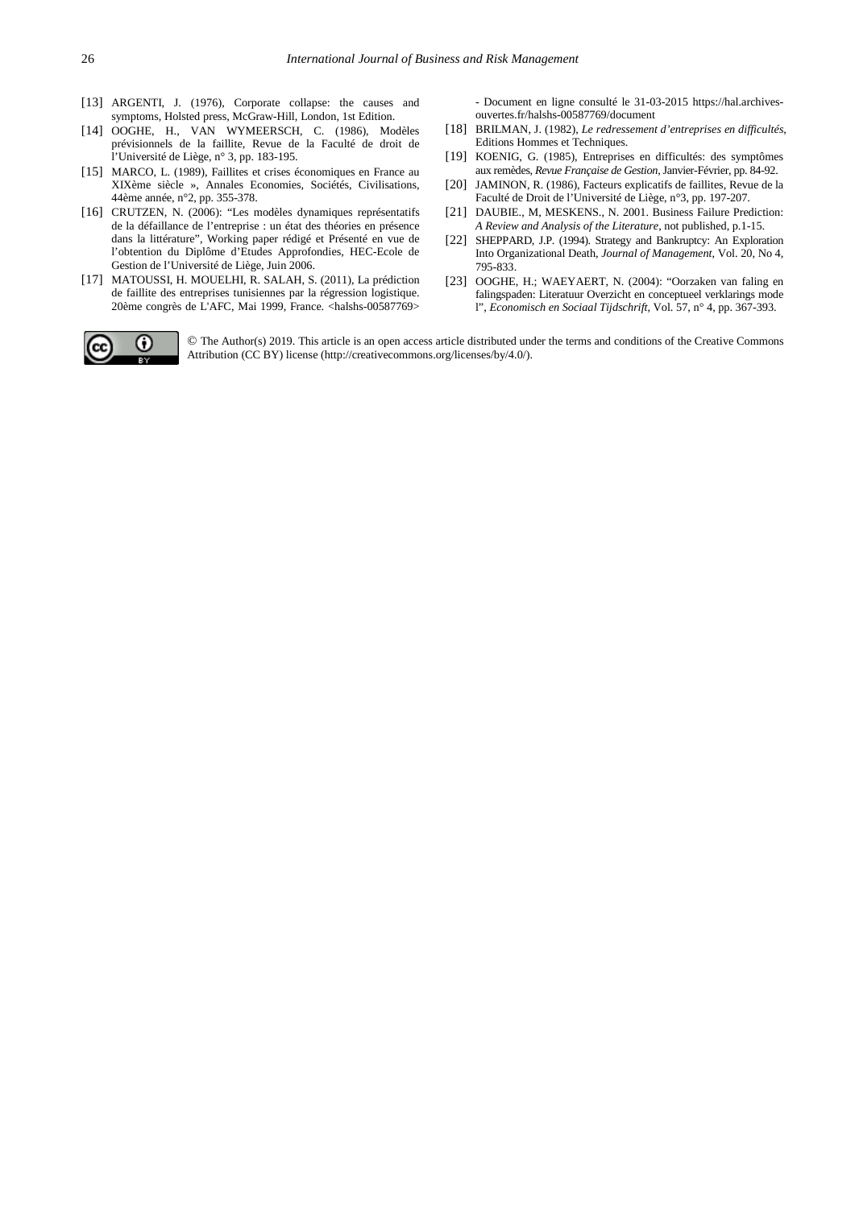[13] ARGENTI, J. (1976), Corporate collapse: the causes and symptoms, Holsted press, McGraw-Hill, London, 1st Edition.

[14] OOGHE, H., VAN WYMEERSCH, C. (1986), Modèles prévisionnels de la faillite, Revue de la Faculté de droit de l'Université de Liège, n° 3, pp. 183-195.

[15] MARCO, L. (1989), Faillites et crises économiques en France au XIXème siècle », Annales Economies, Sociétés, Civilisations, 44ème année, n°2, pp. 355-378.

[16] CRUTZEN, N. (2006): "Les modèles dynamiques représentatifs de la défaillance de l'entreprise : un état des théories en présence dans la littérature", Working paper rédigé et Présenté en vue de l'obtention du Diplôme d'Etudes Approfondies, HEC-Ecole de Gestion de l'Université de Liège, Juin 2006.

[17] MATOUSSI, H. MOUELHI, R. SALAH, S. (2011), La prédiction de faillite des entreprises tunisiennes par la régression logistique. 20ème congrès de L'AFC, Mai 1999, France. <halshs-00587769> - Document en ligne consulté le 31-03-2015 https://hal.archives-ouvertes.fr/halshs-00587769/document

[18] BRILMAN, J. (1982), *Le redressement d'entreprises en difficultés*, Editions Hommes et Techniques.

[19] KOENIG, G. (1985), Entreprises en difficultés: des symptômes aux remèdes, *Revue Française de Gestion*, Janvier-Février, pp. 84-92.

[20] JAMINON, R. (1986), Facteurs explicatifs de faillites, Revue de la Faculté de Droit de l'Université de Liège, n°3, pp. 197-207.

[21] DAUBIE., M, MESKENS., N. 2001. Business Failure Prediction: *A Review and Analysis of the Literature*, not published, p.1-15.

[22] SHEPPARD, J.P. (1994). Strategy and Bankruptcy: An Exploration Into Organizational Death, *Journal of Management*, Vol. 20, No 4, 795-833.

[23] OOGHE, H.; WAEYAERT, N. (2004): "Oorzaken van faling en falingspaden: Literatuur Overzicht en conceptueel verklarings mode l", *Economisch en Sociaal Tijdschrift*, Vol. 57, n° 4, pp. 367-393.

© The Author(s) 2019. This article is an open access article distributed under the terms and conditions of the Creative Commons Attribution (CC BY) license (http://creativecommons.org/licenses/by/4.0/).